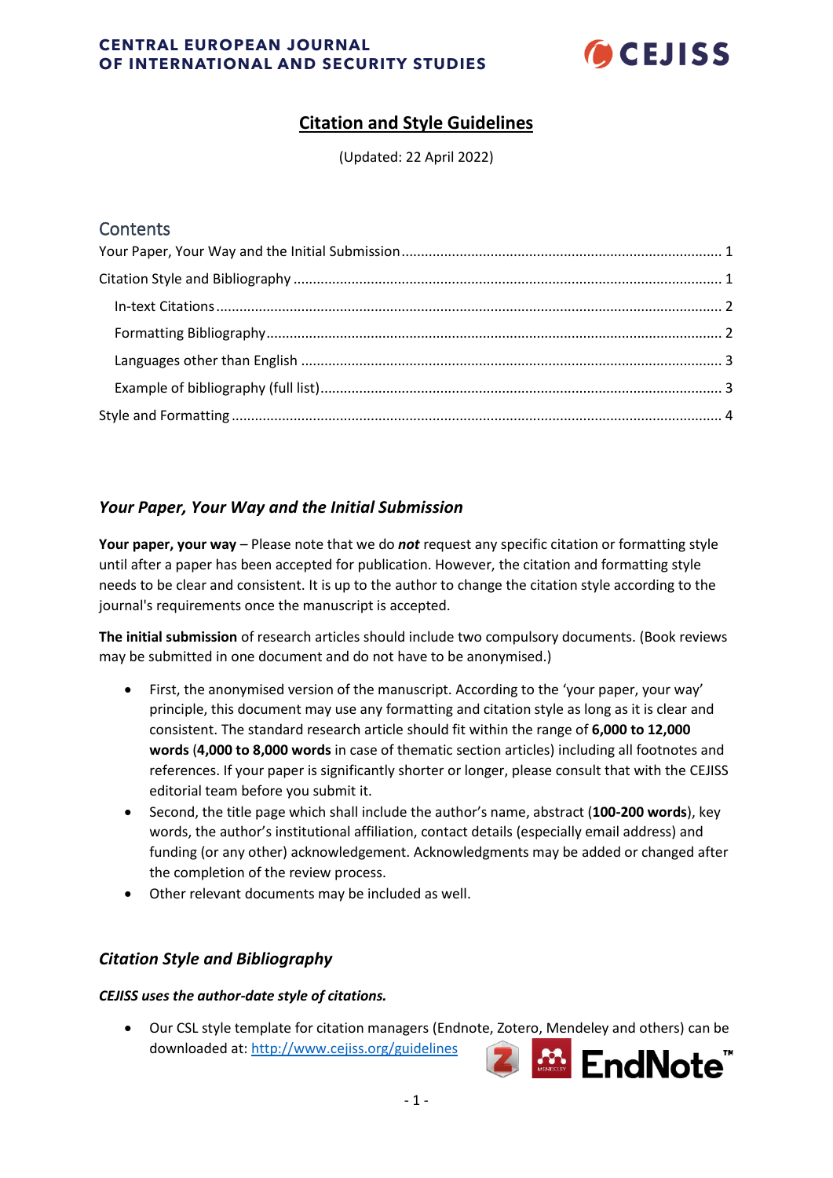# Citation and Style Guidelines

(Updated: 22 April 2022)

## Contents

Your Paper, Your Way and the Initial Submission ........ 1

Citation Style and Bibliography ........ 1

- In-text Citations ........ 2
- Formatting Bibliography ........ 2
- Languages other than English ........ 3
- Example of bibliography (full list) ........ 3

Style and Formatting ........ 4

## *Your Paper, Your Way and the Initial Submission*

**Your paper, your way** – Please note that we do ***not*** request any specific citation or formatting style until after a paper has been accepted for publication. However, the citation and formatting style needs to be clear and consistent. It is up to the author to change the citation style according to the journal's requirements once the manuscript is accepted.

**The initial submission** of research articles should include two compulsory documents. (Book reviews may be submitted in one document and do not have to be anonymised.)

- First, the anonymised version of the manuscript. According to the 'your paper, your way' principle, this document may use any formatting and citation style as long as it is clear and consistent. The standard research article should fit within the range of **6,000 to 12,000 words** (**4,000 to 8,000 words** in case of thematic section articles) including all footnotes and references. If your paper is significantly shorter or longer, please consult that with the CEJISS editorial team before you submit it.
- Second, the title page which shall include the author's name, abstract (**100-200 words**), key words, the author's institutional affiliation, contact details (especially email address) and funding (or any other) acknowledgement. Acknowledgments may be added or changed after the completion of the review process.
- Other relevant documents may be included as well.

## *Citation Style and Bibliography*

***CEJISS uses the author-date style of citations.***

- Our CSL style template for citation managers (Endnote, Zotero, Mendeley and others) can be downloaded at: http://www.cejiss.org/guidelines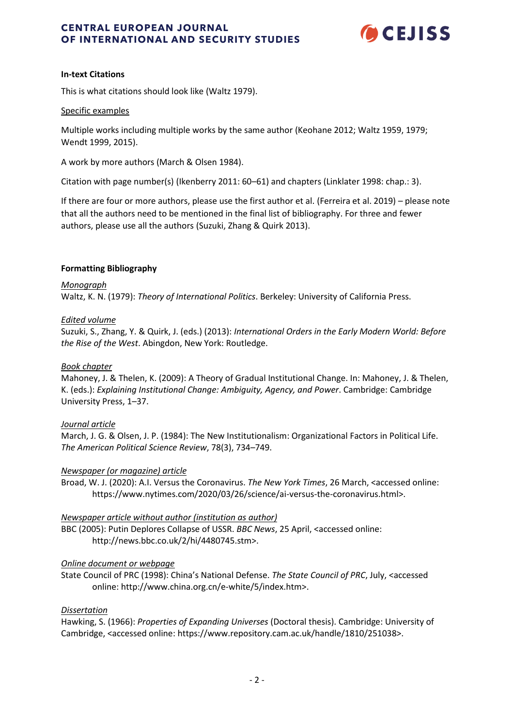**In-text Citations**

This is what citations should look like (Waltz 1979).

<u>Specific examples</u>

Multiple works including multiple works by the same author (Keohane 2012; Waltz 1959, 1979; Wendt 1999, 2015).

A work by more authors (March & Olsen 1984).

Citation with page number(s) (Ikenberry 2011: 60–61) and chapters (Linklater 1998: chap.: 3).

If there are four or more authors, please use the first author et al. (Ferreira et al. 2019) – please note that all the authors need to be mentioned in the final list of bibliography. For three and fewer authors, please use all the authors (Suzuki, Zhang & Quirk 2013).

**Formatting Bibliography**

*<u>Monograph</u>*
Waltz, K. N. (1979): *Theory of International Politics*. Berkeley: University of California Press.

*<u>Edited volume</u>*
Suzuki, S., Zhang, Y. & Quirk, J. (eds.) (2013): *International Orders in the Early Modern World: Before the Rise of the West*. Abingdon, New York: Routledge.

*<u>Book chapter</u>*
Mahoney, J. & Thelen, K. (2009): A Theory of Gradual Institutional Change. In: Mahoney, J. & Thelen, K. (eds.): *Explaining Institutional Change: Ambiguity, Agency, and Power*. Cambridge: Cambridge University Press, 1–37.

*<u>Journal article</u>*
March, J. G. & Olsen, J. P. (1984): The New Institutionalism: Organizational Factors in Political Life. *The American Political Science Review*, 78(3), 734–749.

*<u>Newspaper (or magazine) article</u>*
Broad, W. J. (2020): A.I. Versus the Coronavirus. *The New York Times*, 26 March, <accessed online: https://www.nytimes.com/2020/03/26/science/ai-versus-the-coronavirus.html>.

*<u>Newspaper article without author (institution as author)</u>*
BBC (2005): Putin Deplores Collapse of USSR. *BBC News*, 25 April, <accessed online: http://news.bbc.co.uk/2/hi/4480745.stm>.

*<u>Online document or webpage</u>*
State Council of PRC (1998): China's National Defense. *The State Council of PRC*, July, <accessed online: http://www.china.org.cn/e-white/5/index.htm>.

*<u>Dissertation</u>*
Hawking, S. (1966): *Properties of Expanding Universes* (Doctoral thesis). Cambridge: University of Cambridge, <accessed online: https://www.repository.cam.ac.uk/handle/1810/251038>.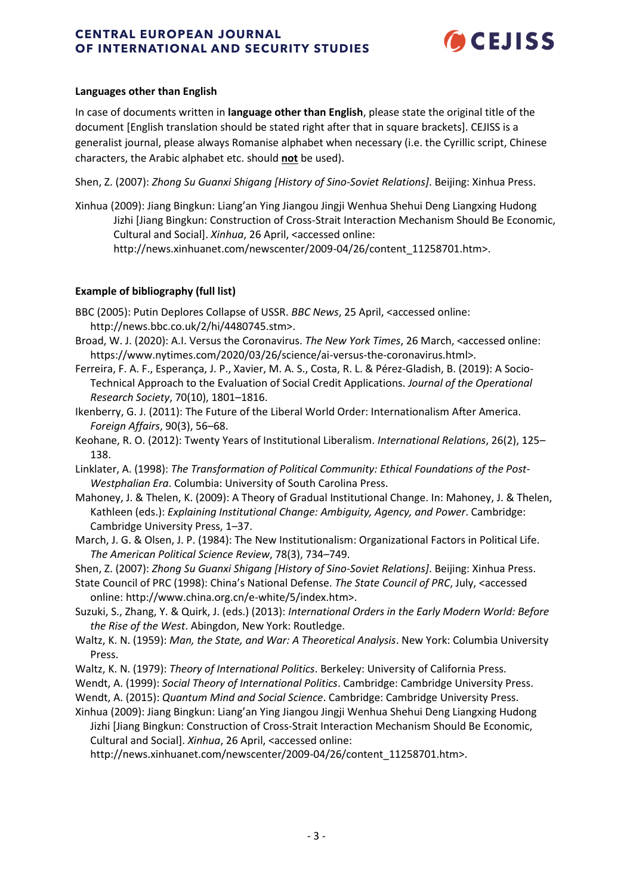**Languages other than English**

In case of documents written in **language other than English**, please state the original title of the document [English translation should be stated right after that in square brackets]. CEJISS is a generalist journal, please always Romanise alphabet when necessary (i.e. the Cyrillic script, Chinese characters, the Arabic alphabet etc. should **not** be used).

Shen, Z. (2007): *Zhong Su Guanxi Shigang [History of Sino-Soviet Relations]*. Beijing: Xinhua Press.

Xinhua (2009): Jiang Bingkun: Liang'an Ying Jiangou Jingji Wenhua Shehui Deng Liangxing Hudong Jizhi [Jiang Bingkun: Construction of Cross-Strait Interaction Mechanism Should Be Economic, Cultural and Social]. *Xinhua*, 26 April, <accessed online: http://news.xinhuanet.com/newscenter/2009-04/26/content_11258701.htm>.

**Example of bibliography (full list)**

BBC (2005): Putin Deplores Collapse of USSR. *BBC News*, 25 April, <accessed online: http://news.bbc.co.uk/2/hi/4480745.stm>.

Broad, W. J. (2020): A.I. Versus the Coronavirus. *The New York Times*, 26 March, <accessed online: https://www.nytimes.com/2020/03/26/science/ai-versus-the-coronavirus.html>.

Ferreira, F. A. F., Esperança, J. P., Xavier, M. A. S., Costa, R. L. & Pérez-Gladish, B. (2019): A Socio-Technical Approach to the Evaluation of Social Credit Applications. *Journal of the Operational Research Society*, 70(10), 1801–1816.

Ikenberry, G. J. (2011): The Future of the Liberal World Order: Internationalism After America. *Foreign Affairs*, 90(3), 56–68.

Keohane, R. O. (2012): Twenty Years of Institutional Liberalism. *International Relations*, 26(2), 125–138.

Linklater, A. (1998): *The Transformation of Political Community: Ethical Foundations of the Post-Westphalian Era*. Columbia: University of South Carolina Press.

Mahoney, J. & Thelen, K. (2009): A Theory of Gradual Institutional Change. In: Mahoney, J. & Thelen, Kathleen (eds.): *Explaining Institutional Change: Ambiguity, Agency, and Power*. Cambridge: Cambridge University Press, 1–37.

March, J. G. & Olsen, J. P. (1984): The New Institutionalism: Organizational Factors in Political Life. *The American Political Science Review*, 78(3), 734–749.

Shen, Z. (2007): *Zhong Su Guanxi Shigang [History of Sino-Soviet Relations]*. Beijing: Xinhua Press.

State Council of PRC (1998): China's National Defense. *The State Council of PRC*, July, <accessed online: http://www.china.org.cn/e-white/5/index.htm>.

Suzuki, S., Zhang, Y. & Quirk, J. (eds.) (2013): *International Orders in the Early Modern World: Before the Rise of the West*. Abingdon, New York: Routledge.

Waltz, K. N. (1959): *Man, the State, and War: A Theoretical Analysis*. New York: Columbia University Press.

Waltz, K. N. (1979): *Theory of International Politics*. Berkeley: University of California Press.

Wendt, A. (1999): *Social Theory of International Politics*. Cambridge: Cambridge University Press.

Wendt, A. (2015): *Quantum Mind and Social Science*. Cambridge: Cambridge University Press.

Xinhua (2009): Jiang Bingkun: Liang'an Ying Jiangou Jingji Wenhua Shehui Deng Liangxing Hudong Jizhi [Jiang Bingkun: Construction of Cross-Strait Interaction Mechanism Should Be Economic, Cultural and Social]. *Xinhua*, 26 April, <accessed online: http://news.xinhuanet.com/newscenter/2009-04/26/content_11258701.htm>.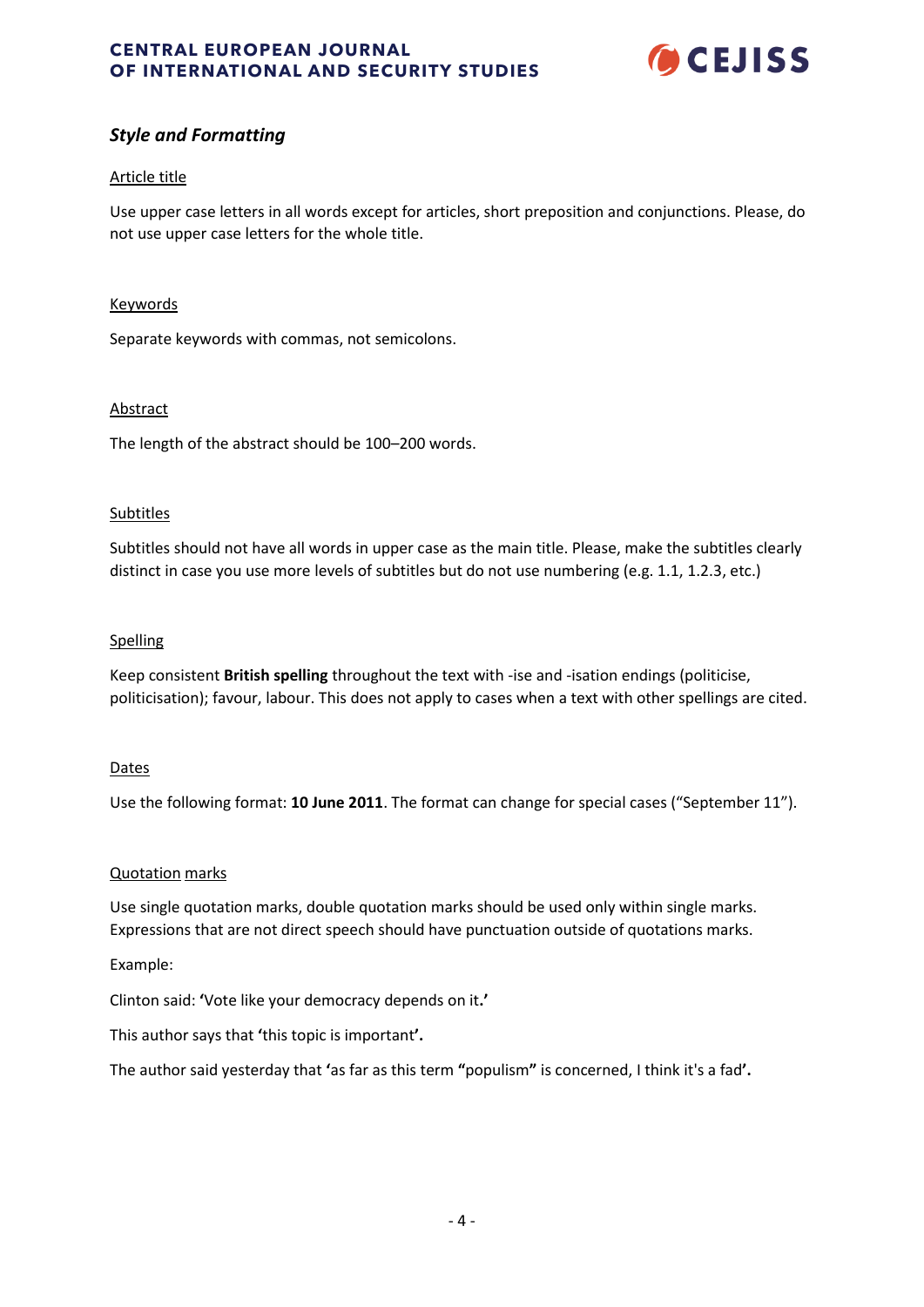### *Style and Formatting*

Article title

Use upper case letters in all words except for articles, short preposition and conjunctions. Please, do not use upper case letters for the whole title.

Keywords

Separate keywords with commas, not semicolons.

Abstract

The length of the abstract should be 100–200 words.

Subtitles

Subtitles should not have all words in upper case as the main title. Please, make the subtitles clearly distinct in case you use more levels of subtitles but do not use numbering (e.g. 1.1, 1.2.3, etc.)

Spelling

Keep consistent **British spelling** throughout the text with -ise and -isation endings (politicise, politicisation); favour, labour. This does not apply to cases when a text with other spellings are cited.

Dates

Use the following format: **10 June 2011**. The format can change for special cases ("September 11").

Quotation marks

Use single quotation marks, double quotation marks should be used only within single marks. Expressions that are not direct speech should have punctuation outside of quotations marks.

Example:

Clinton said: **'**Vote like your democracy depends on it**.'**

This author says that **'**this topic is important**'.**

The author said yesterday that **'**as far as this term **"**populism**"** is concerned, I think it's a fad**'.**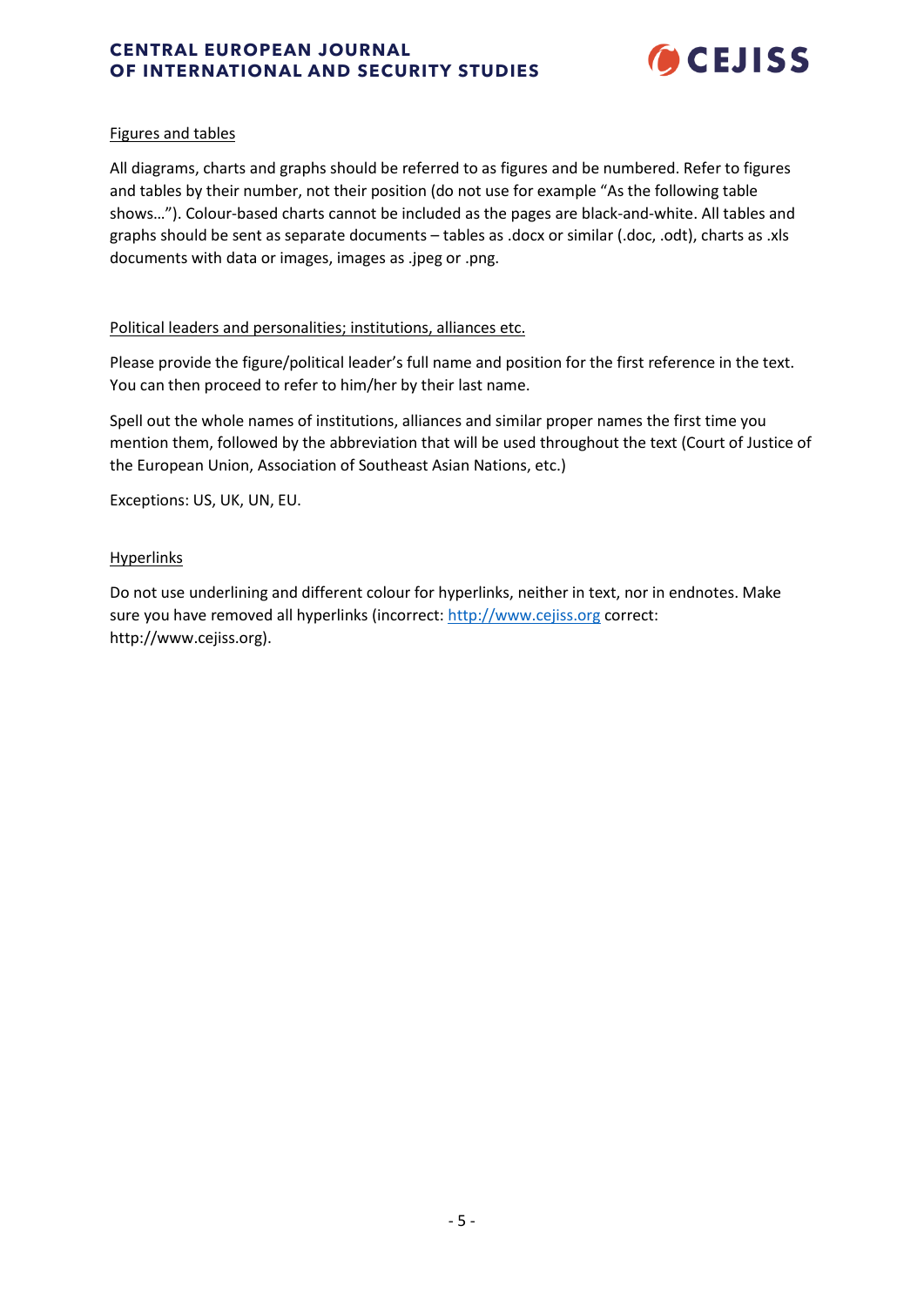Figures and tables

All diagrams, charts and graphs should be referred to as figures and be numbered. Refer to figures and tables by their number, not their position (do not use for example "As the following table shows…"). Colour-based charts cannot be included as the pages are black-and-white. All tables and graphs should be sent as separate documents – tables as .docx or similar (.doc, .odt), charts as .xls documents with data or images, images as .jpeg or .png.

Political leaders and personalities; institutions, alliances etc.

Please provide the figure/political leader's full name and position for the first reference in the text. You can then proceed to refer to him/her by their last name.

Spell out the whole names of institutions, alliances and similar proper names the first time you mention them, followed by the abbreviation that will be used throughout the text (Court of Justice of the European Union, Association of Southeast Asian Nations, etc.)

Exceptions: US, UK, UN, EU.

Hyperlinks

Do not use underlining and different colour for hyperlinks, neither in text, nor in endnotes. Make sure you have removed all hyperlinks (incorrect: http://www.cejiss.org correct: http://www.cejiss.org).